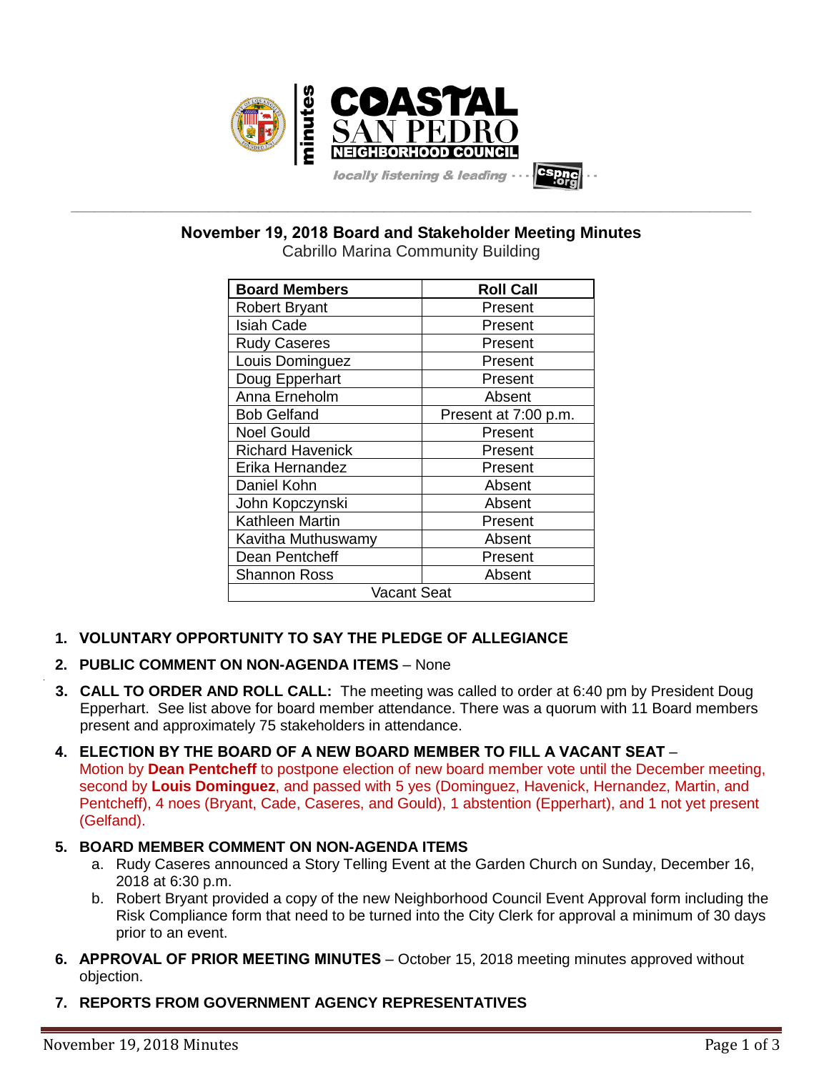# COASTAL SAN PEDRO NEIGHBORHOOD COUNCIL

minutes

*locally listening & leading* · · · cspnc.org

---

## November 19, 2018 Board and Stakeholder Meeting Minutes

Cabrillo Marina Community Building

| Board Members | Roll Call |
|---|---|
| Robert Bryant | Present |
| Isiah Cade | Present |
| Rudy Caseres | Present |
| Louis Dominguez | Present |
| Doug Epperhart | Present |
| Anna Erneholm | Absent |
| Bob Gelfand | Present at 7:00 p.m. |
| Noel Gould | Present |
| Richard Havenick | Present |
| Erika Hernandez | Present |
| Daniel Kohn | Absent |
| John Kopczynski | Absent |
| Kathleen Martin | Present |
| Kavitha Muthuswamy | Absent |
| Dean Pentcheff | Present |
| Shannon Ross | Absent |
| Vacant Seat | |

1. **VOLUNTARY OPPORTUNITY TO SAY THE PLEDGE OF ALLEGIANCE**

2. **PUBLIC COMMENT ON NON-AGENDA ITEMS** – None

3. **CALL TO ORDER AND ROLL CALL:** The meeting was called to order at 6:40 pm by President Doug Epperhart. See list above for board member attendance. There was a quorum with 11 Board members present and approximately 75 stakeholders in attendance.

4. **ELECTION BY THE BOARD OF A NEW BOARD MEMBER TO FILL A VACANT SEAT** – Motion by **Dean Pentcheff** to postpone election of new board member vote until the December meeting, second by **Louis Dominguez**, and passed with 5 yes (Dominguez, Havenick, Hernandez, Martin, and Pentcheff), 4 noes (Bryant, Cade, Caseres, and Gould), 1 abstention (Epperhart), and 1 not yet present (Gelfand).

5. **BOARD MEMBER COMMENT ON NON-AGENDA ITEMS**
   a. Rudy Caseres announced a Story Telling Event at the Garden Church on Sunday, December 16, 2018 at 6:30 p.m.
   b. Robert Bryant provided a copy of the new Neighborhood Council Event Approval form including the Risk Compliance form that need to be turned into the City Clerk for approval a minimum of 30 days prior to an event.

6. **APPROVAL OF PRIOR MEETING MINUTES** – October 15, 2018 meeting minutes approved without objection.

7. **REPORTS FROM GOVERNMENT AGENCY REPRESENTATIVES**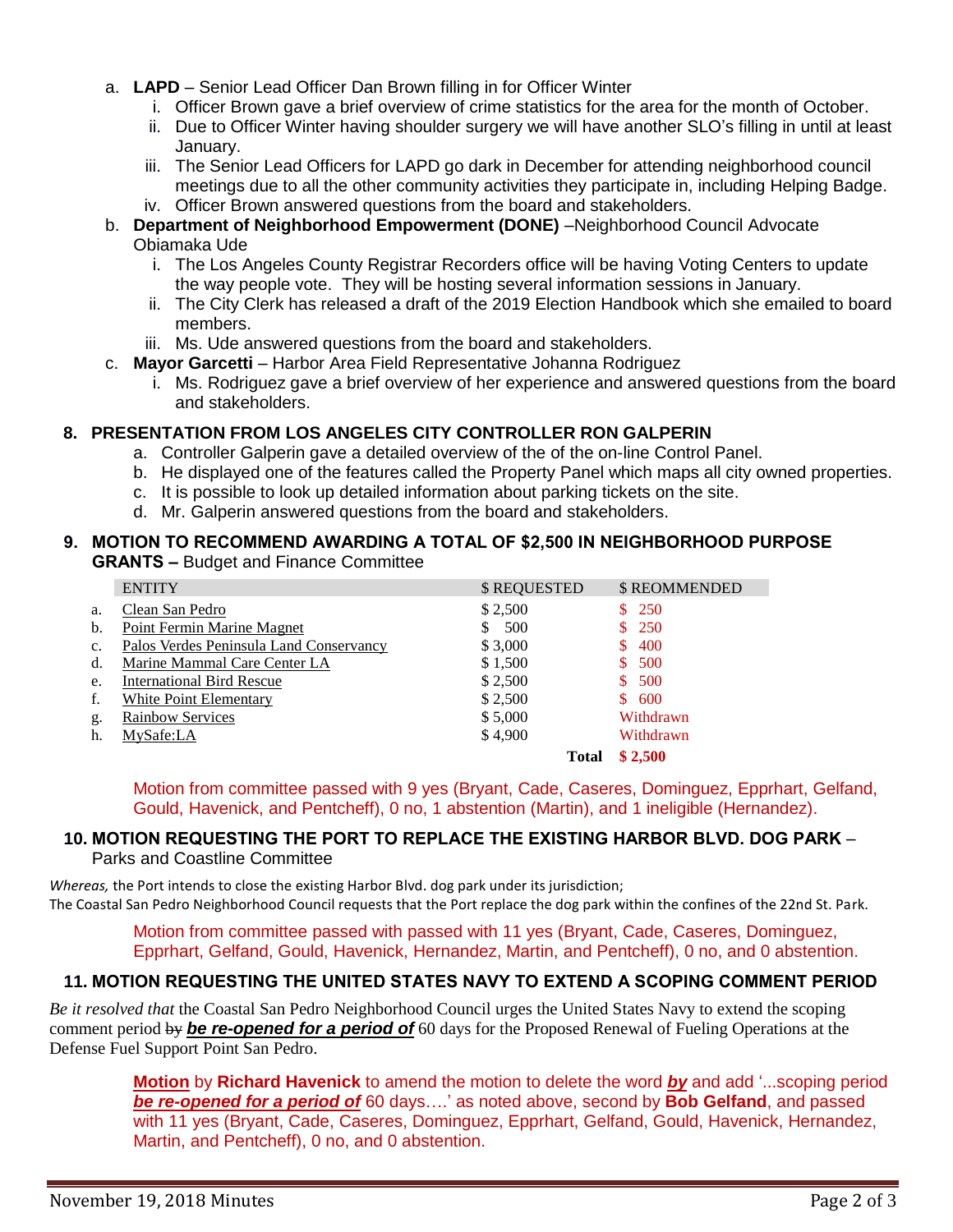a. **LAPD** – Senior Lead Officer Dan Brown filling in for Officer Winter
   i. Officer Brown gave a brief overview of crime statistics for the area for the month of October.
   ii. Due to Officer Winter having shoulder surgery we will have another SLO's filling in until at least January.
   iii. The Senior Lead Officers for LAPD go dark in December for attending neighborhood council meetings due to all the other community activities they participate in, including Helping Badge.
   iv. Officer Brown answered questions from the board and stakeholders.

b. **Department of Neighborhood Empowerment (DONE)** –Neighborhood Council Advocate Obiamaka Ude
   i. The Los Angeles County Registrar Recorders office will be having Voting Centers to update the way people vote. They will be hosting several information sessions in January.
   ii. The City Clerk has released a draft of the 2019 Election Handbook which she emailed to board members.
   iii. Ms. Ude answered questions from the board and stakeholders.

c. **Mayor Garcetti** – Harbor Area Field Representative Johanna Rodriguez
   i. Ms. Rodriguez gave a brief overview of her experience and answered questions from the board and stakeholders.

## 8. PRESENTATION FROM LOS ANGELES CITY CONTROLLER RON GALPERIN

a. Controller Galperin gave a detailed overview of the of the on-line Control Panel.
b. He displayed one of the features called the Property Panel which maps all city owned properties.
c. It is possible to look up detailed information about parking tickets on the site.
d. Mr. Galperin answered questions from the board and stakeholders.

## 9. MOTION TO RECOMMEND AWARDING A TOTAL OF $2,500 IN NEIGHBORHOOD PURPOSE GRANTS – Budget and Finance Committee

| | ENTITY | $ REQUESTED | $ REOMMENDED |
|---|---|---|---|
| a. | Clean San Pedro | $ 2,500 | $ 250 |
| b. | Point Fermin Marine Magnet | $ 500 | $ 250 |
| c. | Palos Verdes Peninsula Land Conservancy | $ 3,000 | $ 400 |
| d. | Marine Mammal Care Center LA | $ 1,500 | $ 500 |
| e. | International Bird Rescue | $ 2,500 | $ 500 |
| f. | White Point Elementary | $ 2,500 | $ 600 |
| g. | Rainbow Services | $ 5,000 | Withdrawn |
| h. | MySafe:LA | $ 4,900 | Withdrawn |
| | | **Total** | **$ 2,500** |

Motion from committee passed with 9 yes (Bryant, Cade, Caseres, Dominguez, Epprhart, Gelfand, Gould, Havenick, and Pentcheff), 0 no, 1 abstention (Martin), and 1 ineligible (Hernandez).

## 10. MOTION REQUESTING THE PORT TO REPLACE THE EXISTING HARBOR BLVD. DOG PARK – Parks and Coastline Committee

*Whereas,* the Port intends to close the existing Harbor Blvd. dog park under its jurisdiction;
The Coastal San Pedro Neighborhood Council requests that the Port replace the dog park within the confines of the 22nd St. Park.

Motion from committee passed with passed with 11 yes (Bryant, Cade, Caseres, Dominguez, Epprhart, Gelfand, Gould, Havenick, Hernandez, Martin, and Pentcheff), 0 no, and 0 abstention.

## 11. MOTION REQUESTING THE UNITED STATES NAVY TO EXTEND A SCOPING COMMENT PERIOD

*Be it resolved that* the Coastal San Pedro Neighborhood Council urges the United States Navy to extend the scoping comment period ~~by~~ ***be re-opened for a period of*** 60 days for the Proposed Renewal of Fueling Operations at the Defense Fuel Support Point San Pedro.

**Motion** by **Richard Havenick** to amend the motion to delete the word ***by*** and add '...scoping period ***be re-opened for a period of*** 60 days….' as noted above, second by **Bob Gelfand**, and passed with 11 yes (Bryant, Cade, Caseres, Dominguez, Epprhart, Gelfand, Gould, Havenick, Hernandez, Martin, and Pentcheff), 0 no, and 0 abstention.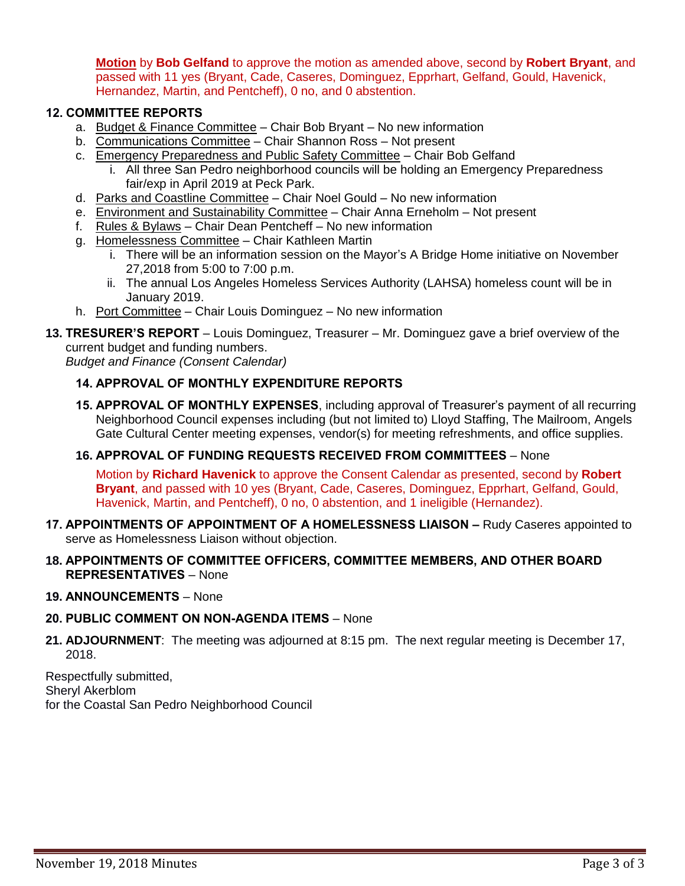**Motion** by **Bob Gelfand** to approve the motion as amended above, second by **Robert Bryant**, and passed with 11 yes (Bryant, Cade, Caseres, Dominguez, Epprhart, Gelfand, Gould, Havenick, Hernandez, Martin, and Pentcheff), 0 no, and 0 abstention.

**12. COMMITTEE REPORTS**

a. Budget & Finance Committee – Chair Bob Bryant – No new information
b. Communications Committee – Chair Shannon Ross – Not present
c. Emergency Preparedness and Public Safety Committee – Chair Bob Gelfand
   i. All three San Pedro neighborhood councils will be holding an Emergency Preparedness fair/exp in April 2019 at Peck Park.
d. Parks and Coastline Committee – Chair Noel Gould – No new information
e. Environment and Sustainability Committee – Chair Anna Erneholm – Not present
f. Rules & Bylaws – Chair Dean Pentcheff – No new information
g. Homelessness Committee – Chair Kathleen Martin
   i. There will be an information session on the Mayor's A Bridge Home initiative on November 27,2018 from 5:00 to 7:00 p.m.
   ii. The annual Los Angeles Homeless Services Authority (LAHSA) homeless count will be in January 2019.
h. Port Committee – Chair Louis Dominguez – No new information

**13. TRESURER'S REPORT** – Louis Dominguez, Treasurer – Mr. Dominguez gave a brief overview of the current budget and funding numbers.

*Budget and Finance (Consent Calendar)*

**14. APPROVAL OF MONTHLY EXPENDITURE REPORTS**

**15. APPROVAL OF MONTHLY EXPENSES**, including approval of Treasurer's payment of all recurring Neighborhood Council expenses including (but not limited to) Lloyd Staffing, The Mailroom, Angels Gate Cultural Center meeting expenses, vendor(s) for meeting refreshments, and office supplies.

**16. APPROVAL OF FUNDING REQUESTS RECEIVED FROM COMMITTEES** – None

Motion by **Richard Havenick** to approve the Consent Calendar as presented, second by **Robert Bryant**, and passed with 10 yes (Bryant, Cade, Caseres, Dominguez, Epprhart, Gelfand, Gould, Havenick, Martin, and Pentcheff), 0 no, 0 abstention, and 1 ineligible (Hernandez).

**17. APPOINTMENTS OF APPOINTMENT OF A HOMELESSNESS LIAISON –** Rudy Caseres appointed to serve as Homelessness Liaison without objection.

**18. APPOINTMENTS OF COMMITTEE OFFICERS, COMMITTEE MEMBERS, AND OTHER BOARD REPRESENTATIVES** – None

**19. ANNOUNCEMENTS** – None

**20. PUBLIC COMMENT ON NON-AGENDA ITEMS** – None

**21. ADJOURNMENT**: The meeting was adjourned at 8:15 pm. The next regular meeting is December 17, 2018.

Respectfully submitted,
Sheryl Akerblom
for the Coastal San Pedro Neighborhood Council